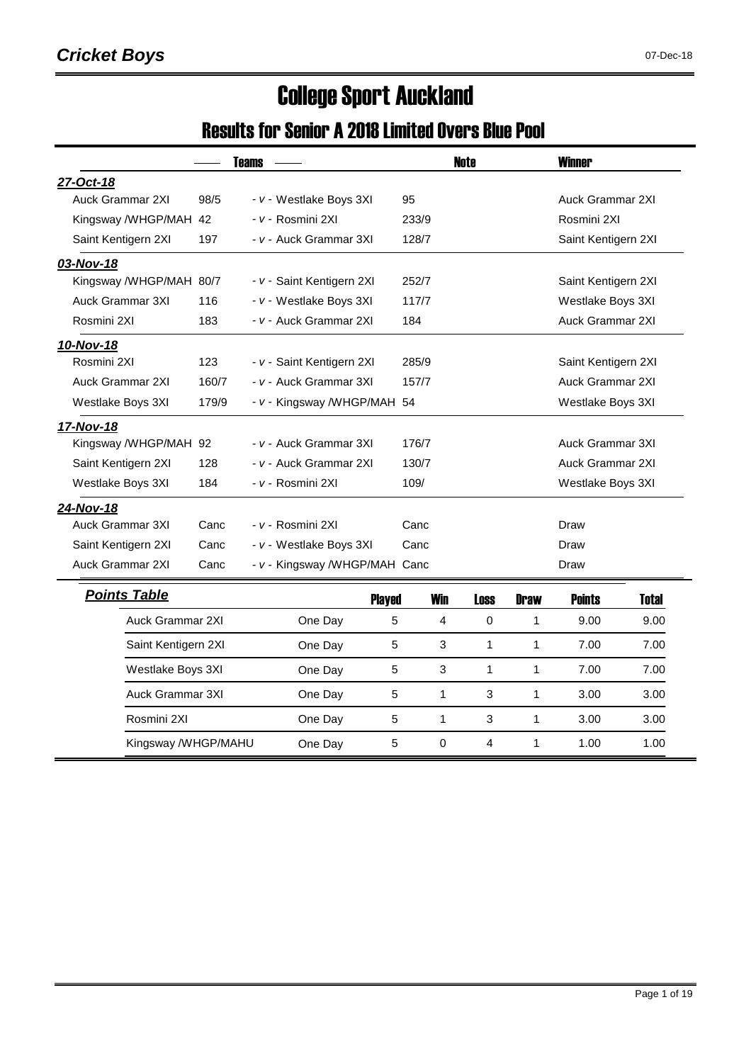# Cricket Boys

07-Dec-18

# College Sport Auckland

## Results for Senior A 2018 Limited Overs Blue Pool

| Teams | | | | Note | Winner |
|---|---|---|---|---|---|
| ***27-Oct-18*** | | | | | |
| Auck Grammar 2XI | 98/5 | - v - Westlake Boys 3XI | 95 | | Auck Grammar 2XI |
| Kingsway /WHGP/MAH | 42 | - v - Rosmini 2XI | 233/9 | | Rosmini 2XI |
| Saint Kentigern 2XI | 197 | - v - Auck Grammar 3XI | 128/7 | | Saint Kentigern 2XI |
| ***03-Nov-18*** | | | | | |
| Kingsway /WHGP/MAH | 80/7 | - v - Saint Kentigern 2XI | 252/7 | | Saint Kentigern 2XI |
| Auck Grammar 3XI | 116 | - v - Westlake Boys 3XI | 117/7 | | Westlake Boys 3XI |
| Rosmini 2XI | 183 | - v - Auck Grammar 2XI | 184 | | Auck Grammar 2XI |
| ***10-Nov-18*** | | | | | |
| Rosmini 2XI | 123 | - v - Saint Kentigern 2XI | 285/9 | | Saint Kentigern 2XI |
| Auck Grammar 2XI | 160/7 | - v - Auck Grammar 3XI | 157/7 | | Auck Grammar 2XI |
| Westlake Boys 3XI | 179/9 | - v - Kingsway /WHGP/MAH | 54 | | Westlake Boys 3XI |
| ***17-Nov-18*** | | | | | |
| Kingsway /WHGP/MAH | 92 | - v - Auck Grammar 3XI | 176/7 | | Auck Grammar 3XI |
| Saint Kentigern 2XI | 128 | - v - Auck Grammar 2XI | 130/7 | | Auck Grammar 2XI |
| Westlake Boys 3XI | 184 | - v - Rosmini 2XI | 109/ | | Westlake Boys 3XI |
| ***24-Nov-18*** | | | | | |
| Auck Grammar 3XI | Canc | - v - Rosmini 2XI | Canc | | Draw |
| Saint Kentigern 2XI | Canc | - v - Westlake Boys 3XI | Canc | | Draw |
| Auck Grammar 2XI | Canc | - v - Kingsway /WHGP/MAH | Canc | | Draw |

### *Points Table*

| Team | | Played | Win | Loss | Draw | Points | Total |
|---|---|---|---|---|---|---|---|
| Auck Grammar 2XI | One Day | 5 | 4 | 0 | 1 | 9.00 | 9.00 |
| Saint Kentigern 2XI | One Day | 5 | 3 | 1 | 1 | 7.00 | 7.00 |
| Westlake Boys 3XI | One Day | 5 | 3 | 1 | 1 | 7.00 | 7.00 |
| Auck Grammar 3XI | One Day | 5 | 1 | 3 | 1 | 3.00 | 3.00 |
| Rosmini 2XI | One Day | 5 | 1 | 3 | 1 | 3.00 | 3.00 |
| Kingsway /WHGP/MAHU | One Day | 5 | 0 | 4 | 1 | 1.00 | 1.00 |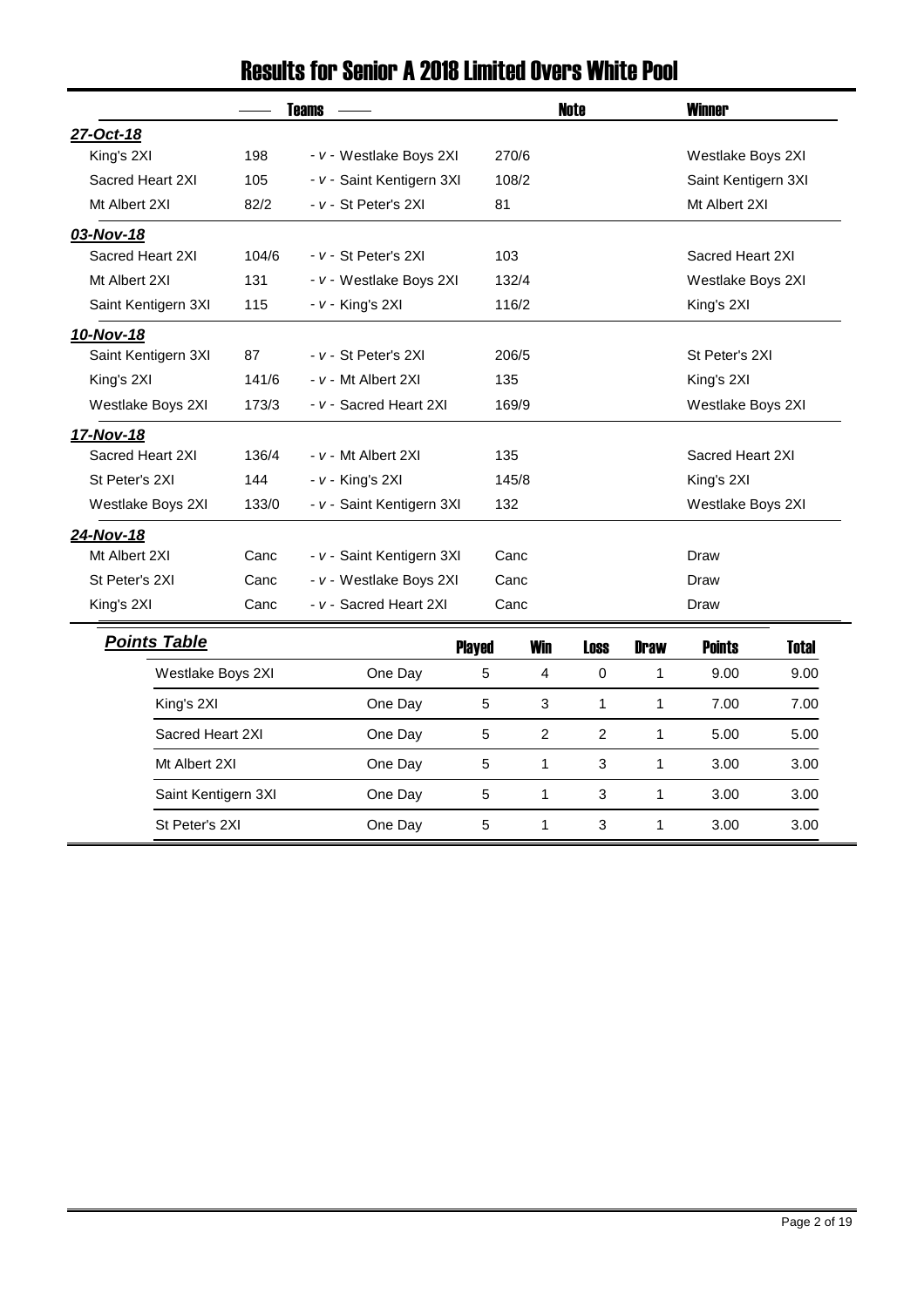# Results for Senior A 2018 Limited Overs White Pool

| Teams | | | | Note | Winner |
|---|---|---|---|---|---|
| ***27-Oct-18*** | | | | | |
| King's 2XI | 198 | - *v* - Westlake Boys 2XI | 270/6 | | Westlake Boys 2XI |
| Sacred Heart 2XI | 105 | - *v* - Saint Kentigern 3XI | 108/2 | | Saint Kentigern 3XI |
| Mt Albert 2XI | 82/2 | - *v* - St Peter's 2XI | 81 | | Mt Albert 2XI |
| ***03-Nov-18*** | | | | | |
| Sacred Heart 2XI | 104/6 | - *v* - St Peter's 2XI | 103 | | Sacred Heart 2XI |
| Mt Albert 2XI | 131 | - *v* - Westlake Boys 2XI | 132/4 | | Westlake Boys 2XI |
| Saint Kentigern 3XI | 115 | - *v* - King's 2XI | 116/2 | | King's 2XI |
| ***10-Nov-18*** | | | | | |
| Saint Kentigern 3XI | 87 | - *v* - St Peter's 2XI | 206/5 | | St Peter's 2XI |
| King's 2XI | 141/6 | - *v* - Mt Albert 2XI | 135 | | King's 2XI |
| Westlake Boys 2XI | 173/3 | - *v* - Sacred Heart 2XI | 169/9 | | Westlake Boys 2XI |
| ***17-Nov-18*** | | | | | |
| Sacred Heart 2XI | 136/4 | - *v* - Mt Albert 2XI | 135 | | Sacred Heart 2XI |
| St Peter's 2XI | 144 | - *v* - King's 2XI | 145/8 | | King's 2XI |
| Westlake Boys 2XI | 133/0 | - *v* - Saint Kentigern 3XI | 132 | | Westlake Boys 2XI |
| ***24-Nov-18*** | | | | | |
| Mt Albert 2XI | Canc | - *v* - Saint Kentigern 3XI | Canc | | Draw |
| St Peter's 2XI | Canc | - *v* - Westlake Boys 2XI | Canc | | Draw |
| King's 2XI | Canc | - *v* - Sacred Heart 2XI | Canc | | Draw |

## *Points Table*

| Team | | Played | Win | Loss | Draw | Points | Total |
|---|---|---|---|---|---|---|---|
| Westlake Boys 2XI | One Day | 5 | 4 | 0 | 1 | 9.00 | 9.00 |
| King's 2XI | One Day | 5 | 3 | 1 | 1 | 7.00 | 7.00 |
| Sacred Heart 2XI | One Day | 5 | 2 | 2 | 1 | 5.00 | 5.00 |
| Mt Albert 2XI | One Day | 5 | 1 | 3 | 1 | 3.00 | 3.00 |
| Saint Kentigern 3XI | One Day | 5 | 1 | 3 | 1 | 3.00 | 3.00 |
| St Peter's 2XI | One Day | 5 | 1 | 3 | 1 | 3.00 | 3.00 |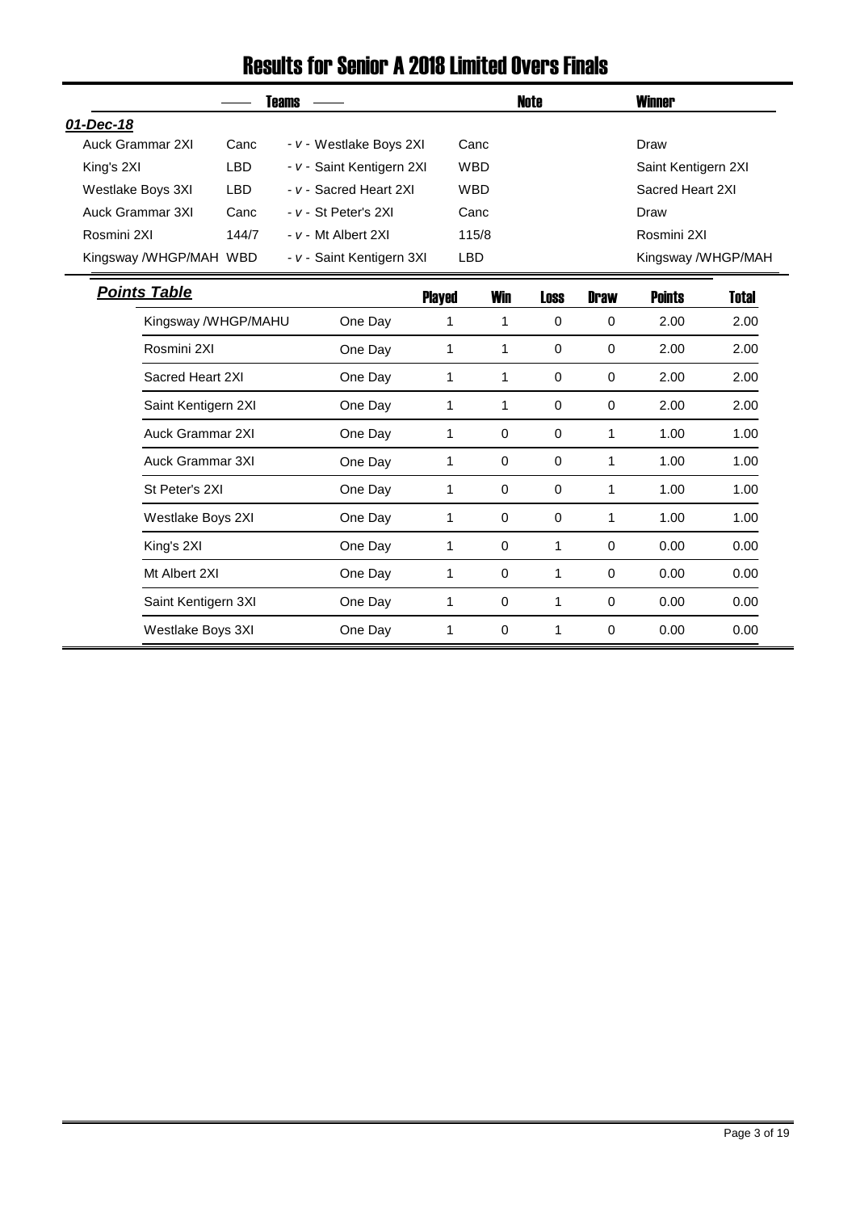# Results for Senior A 2018 Limited Overs Finals

| Teams | | | | Note | Winner |
|---|---|---|---|---|---|
| ***01-Dec-18*** | | | | | |
| Auck Grammar 2XI | Canc | - *v* - Westlake Boys 2XI | Canc | | Draw |
| King's 2XI | LBD | - *v* - Saint Kentigern 2XI | WBD | | Saint Kentigern 2XI |
| Westlake Boys 3XI | LBD | - *v* - Sacred Heart 2XI | WBD | | Sacred Heart 2XI |
| Auck Grammar 3XI | Canc | - *v* - St Peter's 2XI | Canc | | Draw |
| Rosmini 2XI | 144/7 | - *v* - Mt Albert 2XI | 115/8 | | Rosmini 2XI |
| Kingsway /WHGP/MAH | WBD | - *v* - Saint Kentigern 3XI | LBD | | Kingsway /WHGP/MAH |

## *Points Table*

| | | Played | Win | Loss | Draw | Points | Total |
|---|---|---|---|---|---|---|---|
| Kingsway /WHGP/MAHU | One Day | 1 | 1 | 0 | 0 | 2.00 | 2.00 |
| Rosmini 2XI | One Day | 1 | 1 | 0 | 0 | 2.00 | 2.00 |
| Sacred Heart 2XI | One Day | 1 | 1 | 0 | 0 | 2.00 | 2.00 |
| Saint Kentigern 2XI | One Day | 1 | 1 | 0 | 0 | 2.00 | 2.00 |
| Auck Grammar 2XI | One Day | 1 | 0 | 0 | 1 | 1.00 | 1.00 |
| Auck Grammar 3XI | One Day | 1 | 0 | 0 | 1 | 1.00 | 1.00 |
| St Peter's 2XI | One Day | 1 | 0 | 0 | 1 | 1.00 | 1.00 |
| Westlake Boys 2XI | One Day | 1 | 0 | 0 | 1 | 1.00 | 1.00 |
| King's 2XI | One Day | 1 | 0 | 1 | 0 | 0.00 | 0.00 |
| Mt Albert 2XI | One Day | 1 | 0 | 1 | 0 | 0.00 | 0.00 |
| Saint Kentigern 3XI | One Day | 1 | 0 | 1 | 0 | 0.00 | 0.00 |
| Westlake Boys 3XI | One Day | 1 | 0 | 1 | 0 | 0.00 | 0.00 |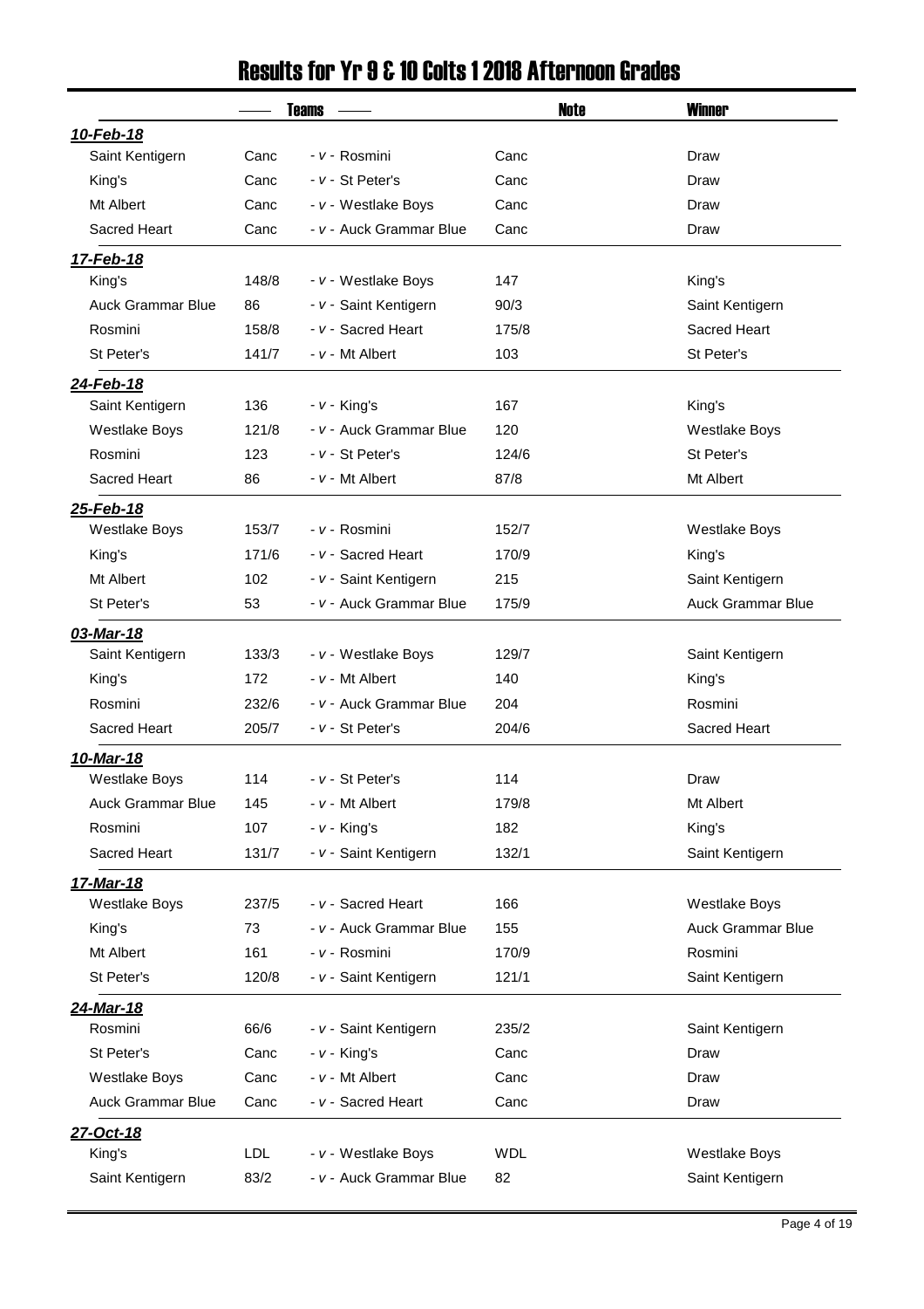# Results for Yr 9 & 10 Colts 1 2018 Afternoon Grades

| | Teams | | | Note | Winner |
|---|---|---|---|---|---|
| ***10-Feb-18*** | | | | | |
| Saint Kentigern | Canc | - v - Rosmini | Canc | | Draw |
| King's | Canc | - v - St Peter's | Canc | | Draw |
| Mt Albert | Canc | - v - Westlake Boys | Canc | | Draw |
| Sacred Heart | Canc | - v - Auck Grammar Blue | Canc | | Draw |
| ***17-Feb-18*** | | | | | |
| King's | 148/8 | - v - Westlake Boys | 147 | | King's |
| Auck Grammar Blue | 86 | - v - Saint Kentigern | 90/3 | | Saint Kentigern |
| Rosmini | 158/8 | - v - Sacred Heart | 175/8 | | Sacred Heart |
| St Peter's | 141/7 | - v - Mt Albert | 103 | | St Peter's |
| ***24-Feb-18*** | | | | | |
| Saint Kentigern | 136 | - v - King's | 167 | | King's |
| Westlake Boys | 121/8 | - v - Auck Grammar Blue | 120 | | Westlake Boys |
| Rosmini | 123 | - v - St Peter's | 124/6 | | St Peter's |
| Sacred Heart | 86 | - v - Mt Albert | 87/8 | | Mt Albert |
| ***25-Feb-18*** | | | | | |
| Westlake Boys | 153/7 | - v - Rosmini | 152/7 | | Westlake Boys |
| King's | 171/6 | - v - Sacred Heart | 170/9 | | King's |
| Mt Albert | 102 | - v - Saint Kentigern | 215 | | Saint Kentigern |
| St Peter's | 53 | - v - Auck Grammar Blue | 175/9 | | Auck Grammar Blue |
| ***03-Mar-18*** | | | | | |
| Saint Kentigern | 133/3 | - v - Westlake Boys | 129/7 | | Saint Kentigern |
| King's | 172 | - v - Mt Albert | 140 | | King's |
| Rosmini | 232/6 | - v - Auck Grammar Blue | 204 | | Rosmini |
| Sacred Heart | 205/7 | - v - St Peter's | 204/6 | | Sacred Heart |
| ***10-Mar-18*** | | | | | |
| Westlake Boys | 114 | - v - St Peter's | 114 | | Draw |
| Auck Grammar Blue | 145 | - v - Mt Albert | 179/8 | | Mt Albert |
| Rosmini | 107 | - v - King's | 182 | | King's |
| Sacred Heart | 131/7 | - v - Saint Kentigern | 132/1 | | Saint Kentigern |
| ***17-Mar-18*** | | | | | |
| Westlake Boys | 237/5 | - v - Sacred Heart | 166 | | Westlake Boys |
| King's | 73 | - v - Auck Grammar Blue | 155 | | Auck Grammar Blue |
| Mt Albert | 161 | - v - Rosmini | 170/9 | | Rosmini |
| St Peter's | 120/8 | - v - Saint Kentigern | 121/1 | | Saint Kentigern |
| ***24-Mar-18*** | | | | | |
| Rosmini | 66/6 | - v - Saint Kentigern | 235/2 | | Saint Kentigern |
| St Peter's | Canc | - v - King's | Canc | | Draw |
| Westlake Boys | Canc | - v - Mt Albert | Canc | | Draw |
| Auck Grammar Blue | Canc | - v - Sacred Heart | Canc | | Draw |
| ***27-Oct-18*** | | | | | |
| King's | LDL | - v - Westlake Boys | WDL | | Westlake Boys |
| Saint Kentigern | 83/2 | - v - Auck Grammar Blue | 82 | | Saint Kentigern |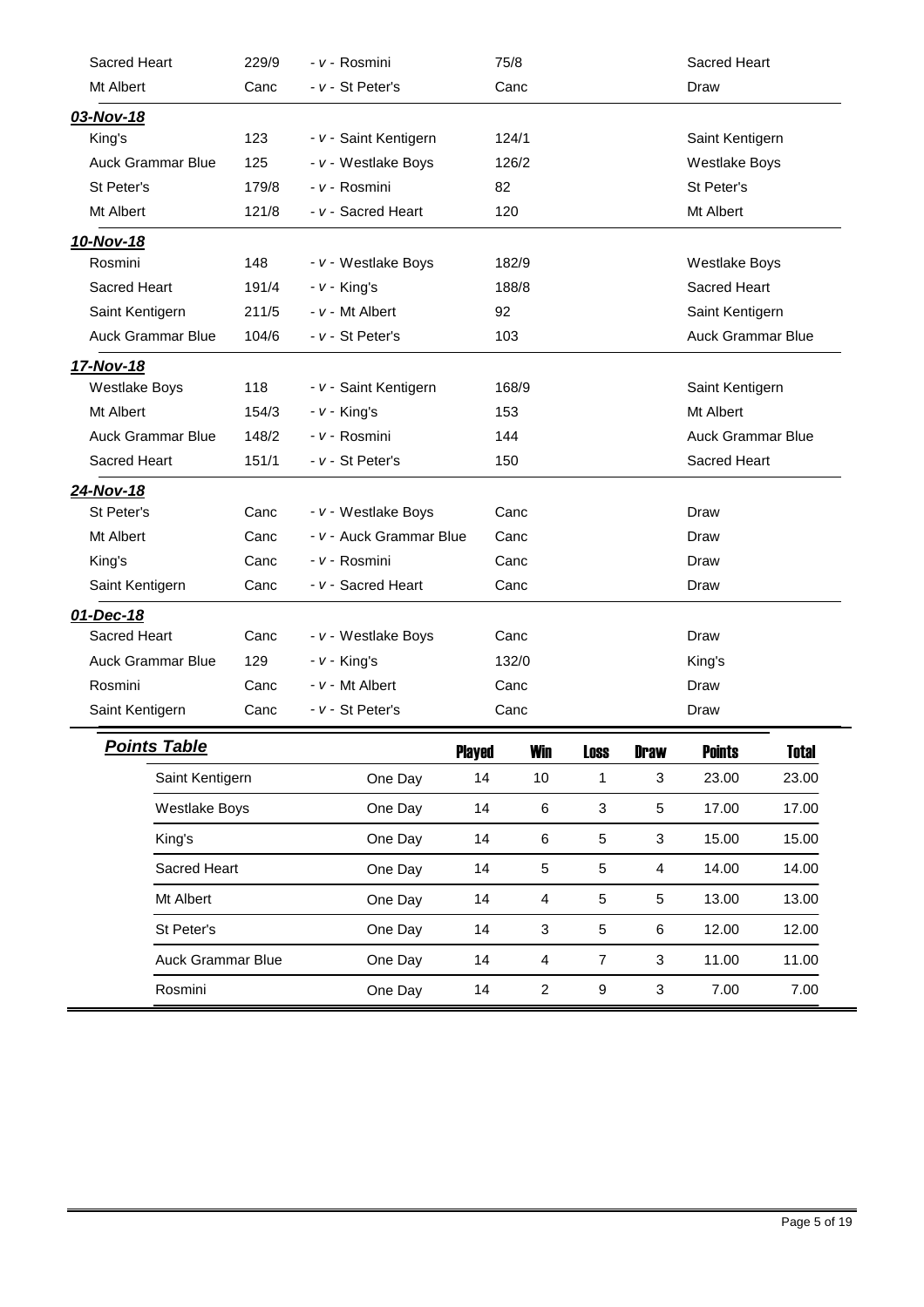| Team | Score | | Opponent | Score | Result |
|---|---|---|---|---|---|
| Sacred Heart | 229/9 | - *v* - | Rosmini | 75/8 | Sacred Heart |
| Mt Albert | Canc | - *v* - | St Peter's | Canc | Draw |

***03-Nov-18***

| Team | Score | | Opponent | Score | Result |
|---|---|---|---|---|---|
| King's | 123 | - *v* - | Saint Kentigern | 124/1 | Saint Kentigern |
| Auck Grammar Blue | 125 | - *v* - | Westlake Boys | 126/2 | Westlake Boys |
| St Peter's | 179/8 | - *v* - | Rosmini | 82 | St Peter's |
| Mt Albert | 121/8 | - *v* - | Sacred Heart | 120 | Mt Albert |

***10-Nov-18***

| Team | Score | | Opponent | Score | Result |
|---|---|---|---|---|---|
| Rosmini | 148 | - *v* - | Westlake Boys | 182/9 | Westlake Boys |
| Sacred Heart | 191/4 | - *v* - | King's | 188/8 | Sacred Heart |
| Saint Kentigern | 211/5 | - *v* - | Mt Albert | 92 | Saint Kentigern |
| Auck Grammar Blue | 104/6 | - *v* - | St Peter's | 103 | Auck Grammar Blue |

***17-Nov-18***

| Team | Score | | Opponent | Score | Result |
|---|---|---|---|---|---|
| Westlake Boys | 118 | - *v* - | Saint Kentigern | 168/9 | Saint Kentigern |
| Mt Albert | 154/3 | - *v* - | King's | 153 | Mt Albert |
| Auck Grammar Blue | 148/2 | - *v* - | Rosmini | 144 | Auck Grammar Blue |
| Sacred Heart | 151/1 | - *v* - | St Peter's | 150 | Sacred Heart |

***24-Nov-18***

| Team | Score | | Opponent | Score | Result |
|---|---|---|---|---|---|
| St Peter's | Canc | - *v* - | Westlake Boys | Canc | Draw |
| Mt Albert | Canc | - *v* - | Auck Grammar Blue | Canc | Draw |
| King's | Canc | - *v* - | Rosmini | Canc | Draw |
| Saint Kentigern | Canc | - *v* - | Sacred Heart | Canc | Draw |

***01-Dec-18***

| Team | Score | | Opponent | Score | Result |
|---|---|---|---|---|---|
| Sacred Heart | Canc | - *v* - | Westlake Boys | Canc | Draw |
| Auck Grammar Blue | 129 | - *v* - | King's | 132/0 | King's |
| Rosmini | Canc | - *v* - | Mt Albert | Canc | Draw |
| Saint Kentigern | Canc | - *v* - | St Peter's | Canc | Draw |

***Points Table***

| Team | | Played | Win | Loss | Draw | Points | Total |
|---|---|---|---|---|---|---|---|
| Saint Kentigern | One Day | 14 | 10 | 1 | 3 | 23.00 | 23.00 |
| Westlake Boys | One Day | 14 | 6 | 3 | 5 | 17.00 | 17.00 |
| King's | One Day | 14 | 6 | 5 | 3 | 15.00 | 15.00 |
| Sacred Heart | One Day | 14 | 5 | 5 | 4 | 14.00 | 14.00 |
| Mt Albert | One Day | 14 | 4 | 5 | 5 | 13.00 | 13.00 |
| St Peter's | One Day | 14 | 3 | 5 | 6 | 12.00 | 12.00 |
| Auck Grammar Blue | One Day | 14 | 4 | 7 | 3 | 11.00 | 11.00 |
| Rosmini | One Day | 14 | 2 | 9 | 3 | 7.00 | 7.00 |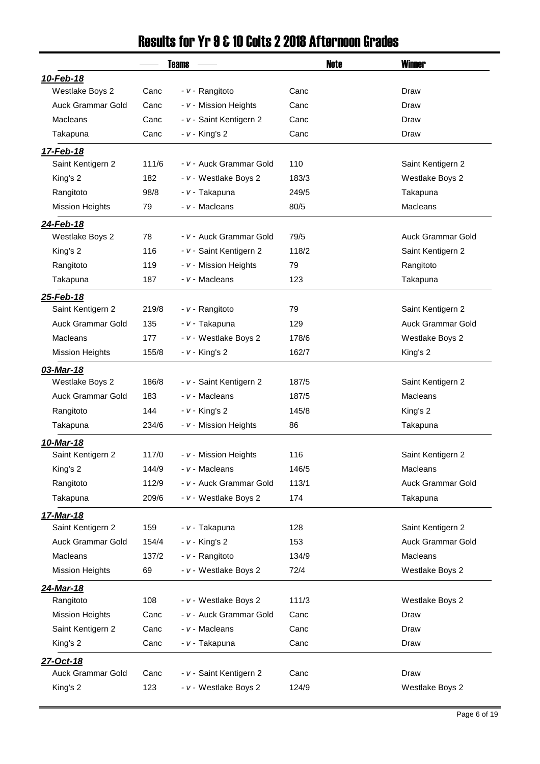# Results for Yr 9 & 10 Colts 2 2018 Afternoon Grades

| | Teams | | | Note | Winner |
|---|---|---|---|---|---|
| ***10-Feb-18*** | | | | | |
| Westlake Boys 2 | Canc | - v - | Rangitoto | Canc | Draw |
| Auck Grammar Gold | Canc | - v - | Mission Heights | Canc | Draw |
| Macleans | Canc | - v - | Saint Kentigern 2 | Canc | Draw |
| Takapuna | Canc | - v - | King's 2 | Canc | Draw |
| ***17-Feb-18*** | | | | | |
| Saint Kentigern 2 | 111/6 | - v - | Auck Grammar Gold | 110 | Saint Kentigern 2 |
| King's 2 | 182 | - v - | Westlake Boys 2 | 183/3 | Westlake Boys 2 |
| Rangitoto | 98/8 | - v - | Takapuna | 249/5 | Takapuna |
| Mission Heights | 79 | - v - | Macleans | 80/5 | Macleans |
| ***24-Feb-18*** | | | | | |
| Westlake Boys 2 | 78 | - v - | Auck Grammar Gold | 79/5 | Auck Grammar Gold |
| King's 2 | 116 | - v - | Saint Kentigern 2 | 118/2 | Saint Kentigern 2 |
| Rangitoto | 119 | - v - | Mission Heights | 79 | Rangitoto |
| Takapuna | 187 | - v - | Macleans | 123 | Takapuna |
| ***25-Feb-18*** | | | | | |
| Saint Kentigern 2 | 219/8 | - v - | Rangitoto | 79 | Saint Kentigern 2 |
| Auck Grammar Gold | 135 | - v - | Takapuna | 129 | Auck Grammar Gold |
| Macleans | 177 | - v - | Westlake Boys 2 | 178/6 | Westlake Boys 2 |
| Mission Heights | 155/8 | - v - | King's 2 | 162/7 | King's 2 |
| ***03-Mar-18*** | | | | | |
| Westlake Boys 2 | 186/8 | - v - | Saint Kentigern 2 | 187/5 | Saint Kentigern 2 |
| Auck Grammar Gold | 183 | - v - | Macleans | 187/5 | Macleans |
| Rangitoto | 144 | - v - | King's 2 | 145/8 | King's 2 |
| Takapuna | 234/6 | - v - | Mission Heights | 86 | Takapuna |
| ***10-Mar-18*** | | | | | |
| Saint Kentigern 2 | 117/0 | - v - | Mission Heights | 116 | Saint Kentigern 2 |
| King's 2 | 144/9 | - v - | Macleans | 146/5 | Macleans |
| Rangitoto | 112/9 | - v - | Auck Grammar Gold | 113/1 | Auck Grammar Gold |
| Takapuna | 209/6 | - v - | Westlake Boys 2 | 174 | Takapuna |
| ***17-Mar-18*** | | | | | |
| Saint Kentigern 2 | 159 | - v - | Takapuna | 128 | Saint Kentigern 2 |
| Auck Grammar Gold | 154/4 | - v - | King's 2 | 153 | Auck Grammar Gold |
| Macleans | 137/2 | - v - | Rangitoto | 134/9 | Macleans |
| Mission Heights | 69 | - v - | Westlake Boys 2 | 72/4 | Westlake Boys 2 |
| ***24-Mar-18*** | | | | | |
| Rangitoto | 108 | - v - | Westlake Boys 2 | 111/3 | Westlake Boys 2 |
| Mission Heights | Canc | - v - | Auck Grammar Gold | Canc | Draw |
| Saint Kentigern 2 | Canc | - v - | Macleans | Canc | Draw |
| King's 2 | Canc | - v - | Takapuna | Canc | Draw |
| ***27-Oct-18*** | | | | | |
| Auck Grammar Gold | Canc | - v - | Saint Kentigern 2 | Canc | Draw |
| King's 2 | 123 | - v - | Westlake Boys 2 | 124/9 | Westlake Boys 2 |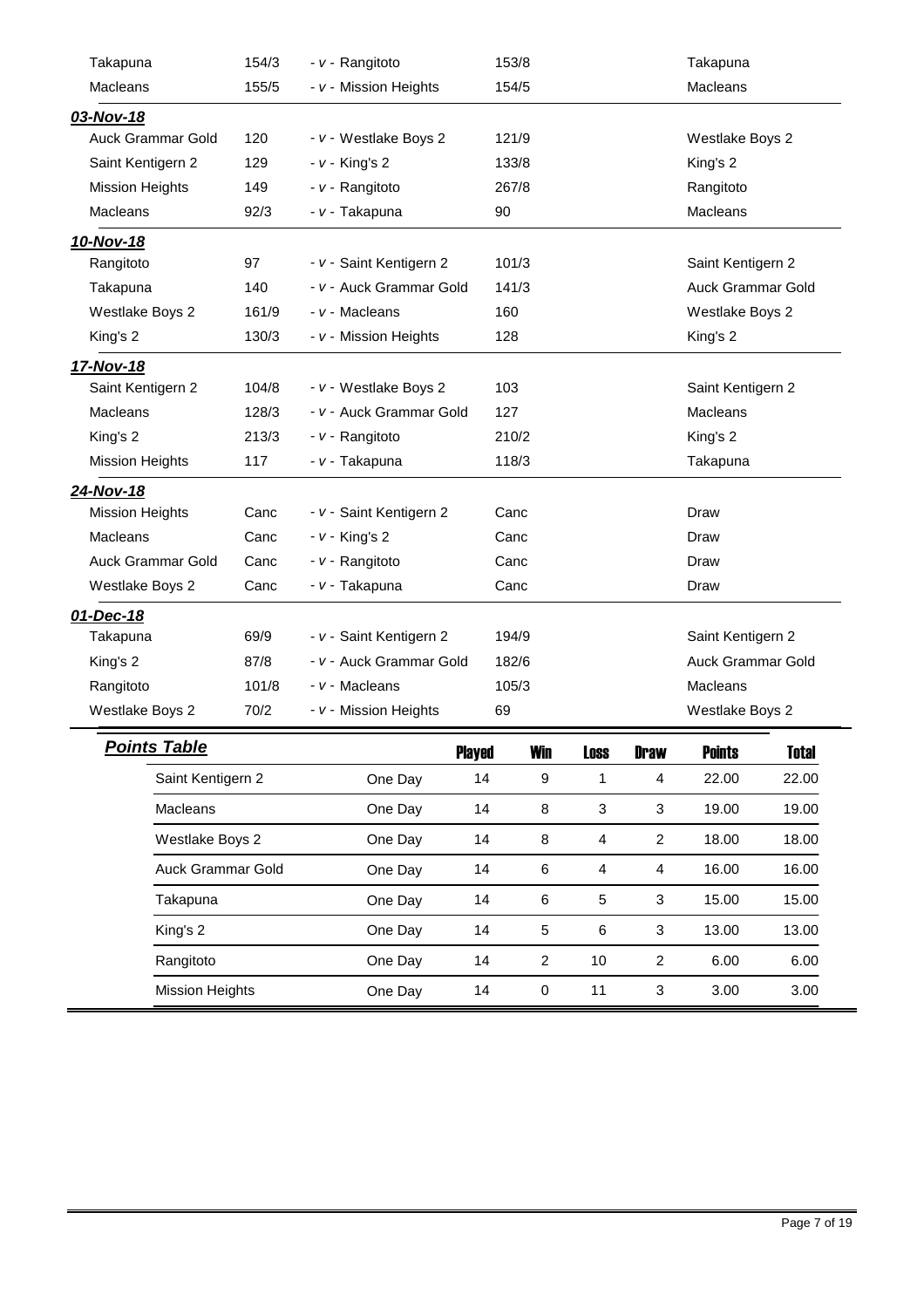| Team | Score | | Opponent | Score | Winner |
|---|---|---|---|---|---|
| Takapuna | 154/3 | - v - | Rangitoto | 153/8 | Takapuna |
| Macleans | 155/5 | - v - | Mission Heights | 154/5 | Macleans |

***03-Nov-18***

| Team | Score | | Opponent | Score | Winner |
|---|---|---|---|---|---|
| Auck Grammar Gold | 120 | - v - | Westlake Boys 2 | 121/9 | Westlake Boys 2 |
| Saint Kentigern 2 | 129 | - v - | King's 2 | 133/8 | King's 2 |
| Mission Heights | 149 | - v - | Rangitoto | 267/8 | Rangitoto |
| Macleans | 92/3 | - v - | Takapuna | 90 | Macleans |

***10-Nov-18***

| Team | Score | | Opponent | Score | Winner |
|---|---|---|---|---|---|
| Rangitoto | 97 | - v - | Saint Kentigern 2 | 101/3 | Saint Kentigern 2 |
| Takapuna | 140 | - v - | Auck Grammar Gold | 141/3 | Auck Grammar Gold |
| Westlake Boys 2 | 161/9 | - v - | Macleans | 160 | Westlake Boys 2 |
| King's 2 | 130/3 | - v - | Mission Heights | 128 | King's 2 |

***17-Nov-18***

| Team | Score | | Opponent | Score | Winner |
|---|---|---|---|---|---|
| Saint Kentigern 2 | 104/8 | - v - | Westlake Boys 2 | 103 | Saint Kentigern 2 |
| Macleans | 128/3 | - v - | Auck Grammar Gold | 127 | Macleans |
| King's 2 | 213/3 | - v - | Rangitoto | 210/2 | King's 2 |
| Mission Heights | 117 | - v - | Takapuna | 118/3 | Takapuna |

***24-Nov-18***

| Team | Score | | Opponent | Score | Winner |
|---|---|---|---|---|---|
| Mission Heights | Canc | - v - | Saint Kentigern 2 | Canc | Draw |
| Macleans | Canc | - v - | King's 2 | Canc | Draw |
| Auck Grammar Gold | Canc | - v - | Rangitoto | Canc | Draw |
| Westlake Boys 2 | Canc | - v - | Takapuna | Canc | Draw |

***01-Dec-18***

| Team | Score | | Opponent | Score | Winner |
|---|---|---|---|---|---|
| Takapuna | 69/9 | - v - | Saint Kentigern 2 | 194/9 | Saint Kentigern 2 |
| King's 2 | 87/8 | - v - | Auck Grammar Gold | 182/6 | Auck Grammar Gold |
| Rangitoto | 101/8 | - v - | Macleans | 105/3 | Macleans |
| Westlake Boys 2 | 70/2 | - v - | Mission Heights | 69 | Westlake Boys 2 |

## *Points Table*

| Team | | Played | Win | Loss | Draw | Points | Total |
|---|---|---|---|---|---|---|---|
| Saint Kentigern 2 | One Day | 14 | 9 | 1 | 4 | 22.00 | 22.00 |
| Macleans | One Day | 14 | 8 | 3 | 3 | 19.00 | 19.00 |
| Westlake Boys 2 | One Day | 14 | 8 | 4 | 2 | 18.00 | 18.00 |
| Auck Grammar Gold | One Day | 14 | 6 | 4 | 4 | 16.00 | 16.00 |
| Takapuna | One Day | 14 | 6 | 5 | 3 | 15.00 | 15.00 |
| King's 2 | One Day | 14 | 5 | 6 | 3 | 13.00 | 13.00 |
| Rangitoto | One Day | 14 | 2 | 10 | 2 | 6.00 | 6.00 |
| Mission Heights | One Day | 14 | 0 | 11 | 3 | 3.00 | 3.00 |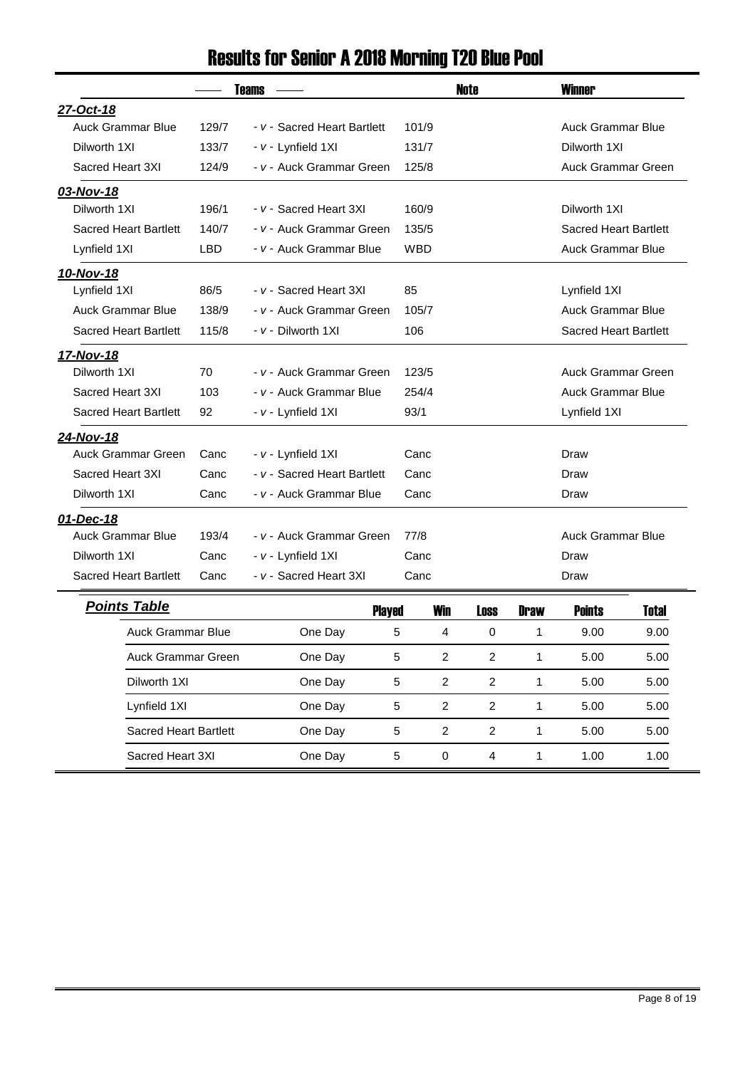# Results for Senior A 2018 Morning T20 Blue Pool

| Teams | | | | Note | Winner |
|---|---|---|---|---|---|
| ***27-Oct-18*** | | | | | |
| Auck Grammar Blue | 129/7 | - v - Sacred Heart Bartlett | 101/9 | | Auck Grammar Blue |
| Dilworth 1XI | 133/7 | - v - Lynfield 1XI | 131/7 | | Dilworth 1XI |
| Sacred Heart 3XI | 124/9 | - v - Auck Grammar Green | 125/8 | | Auck Grammar Green |
| ***03-Nov-18*** | | | | | |
| Dilworth 1XI | 196/1 | - v - Sacred Heart 3XI | 160/9 | | Dilworth 1XI |
| Sacred Heart Bartlett | 140/7 | - v - Auck Grammar Green | 135/5 | | Sacred Heart Bartlett |
| Lynfield 1XI | LBD | - v - Auck Grammar Blue | WBD | | Auck Grammar Blue |
| ***10-Nov-18*** | | | | | |
| Lynfield 1XI | 86/5 | - v - Sacred Heart 3XI | 85 | | Lynfield 1XI |
| Auck Grammar Blue | 138/9 | - v - Auck Grammar Green | 105/7 | | Auck Grammar Blue |
| Sacred Heart Bartlett | 115/8 | - v - Dilworth 1XI | 106 | | Sacred Heart Bartlett |
| ***17-Nov-18*** | | | | | |
| Dilworth 1XI | 70 | - v - Auck Grammar Green | 123/5 | | Auck Grammar Green |
| Sacred Heart 3XI | 103 | - v - Auck Grammar Blue | 254/4 | | Auck Grammar Blue |
| Sacred Heart Bartlett | 92 | - v - Lynfield 1XI | 93/1 | | Lynfield 1XI |
| ***24-Nov-18*** | | | | | |
| Auck Grammar Green | Canc | - v - Lynfield 1XI | Canc | | Draw |
| Sacred Heart 3XI | Canc | - v - Sacred Heart Bartlett | Canc | | Draw |
| Dilworth 1XI | Canc | - v - Auck Grammar Blue | Canc | | Draw |
| ***01-Dec-18*** | | | | | |
| Auck Grammar Blue | 193/4 | - v - Auck Grammar Green | 77/8 | | Auck Grammar Blue |
| Dilworth 1XI | Canc | - v - Lynfield 1XI | Canc | | Draw |
| Sacred Heart Bartlett | Canc | - v - Sacred Heart 3XI | Canc | | Draw |

## ***Points Table***

| Team | | Played | Win | Loss | Draw | Points | Total |
|---|---|---|---|---|---|---|---|
| Auck Grammar Blue | One Day | 5 | 4 | 0 | 1 | 9.00 | 9.00 |
| Auck Grammar Green | One Day | 5 | 2 | 2 | 1 | 5.00 | 5.00 |
| Dilworth 1XI | One Day | 5 | 2 | 2 | 1 | 5.00 | 5.00 |
| Lynfield 1XI | One Day | 5 | 2 | 2 | 1 | 5.00 | 5.00 |
| Sacred Heart Bartlett | One Day | 5 | 2 | 2 | 1 | 5.00 | 5.00 |
| Sacred Heart 3XI | One Day | 5 | 0 | 4 | 1 | 1.00 | 1.00 |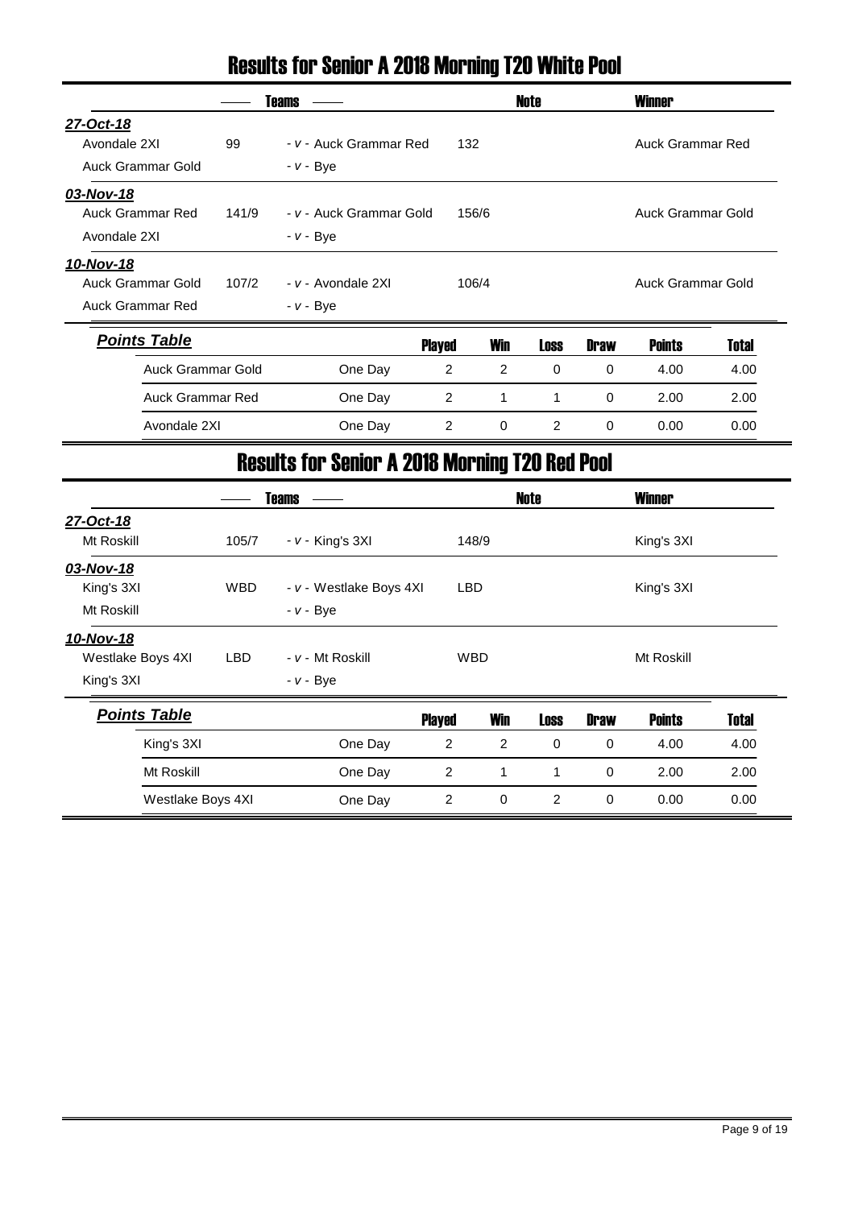# Results for Senior A 2018 Morning T20 White Pool

| Teams | | | | Note | Winner |
|---|---|---|---|---|---|
| ***27-Oct-18*** | | | | | |
| Avondale 2XI | 99 | - *v* - Auck Grammar Red | 132 | | Auck Grammar Red |
| Auck Grammar Gold | | - *v* - Bye | | | |
| ***03-Nov-18*** | | | | | |
| Auck Grammar Red | 141/9 | - *v* - Auck Grammar Gold | 156/6 | | Auck Grammar Gold |
| Avondale 2XI | | - *v* - Bye | | | |
| ***10-Nov-18*** | | | | | |
| Auck Grammar Gold | 107/2 | - *v* - Avondale 2XI | 106/4 | | Auck Grammar Gold |
| Auck Grammar Red | | - *v* - Bye | | | |

***Points Table***

| | | Played | Win | Loss | Draw | Points | Total |
|---|---|---|---|---|---|---|---|
| Auck Grammar Gold | One Day | 2 | 2 | 0 | 0 | 4.00 | 4.00 |
| Auck Grammar Red | One Day | 2 | 1 | 1 | 0 | 2.00 | 2.00 |
| Avondale 2XI | One Day | 2 | 0 | 2 | 0 | 0.00 | 0.00 |

# Results for Senior A 2018 Morning T20 Red Pool

| Teams | | | | Note | Winner |
|---|---|---|---|---|---|
| ***27-Oct-18*** | | | | | |
| Mt Roskill | 105/7 | - *v* - King's 3XI | 148/9 | | King's 3XI |
| ***03-Nov-18*** | | | | | |
| King's 3XI | WBD | - *v* - Westlake Boys 4XI | LBD | | King's 3XI |
| Mt Roskill | | - *v* - Bye | | | |
| ***10-Nov-18*** | | | | | |
| Westlake Boys 4XI | LBD | - *v* - Mt Roskill | WBD | | Mt Roskill |
| King's 3XI | | - *v* - Bye | | | |

***Points Table***

| | | Played | Win | Loss | Draw | Points | Total |
|---|---|---|---|---|---|---|---|
| King's 3XI | One Day | 2 | 2 | 0 | 0 | 4.00 | 4.00 |
| Mt Roskill | One Day | 2 | 1 | 1 | 0 | 2.00 | 2.00 |
| Westlake Boys 4XI | One Day | 2 | 0 | 2 | 0 | 0.00 | 0.00 |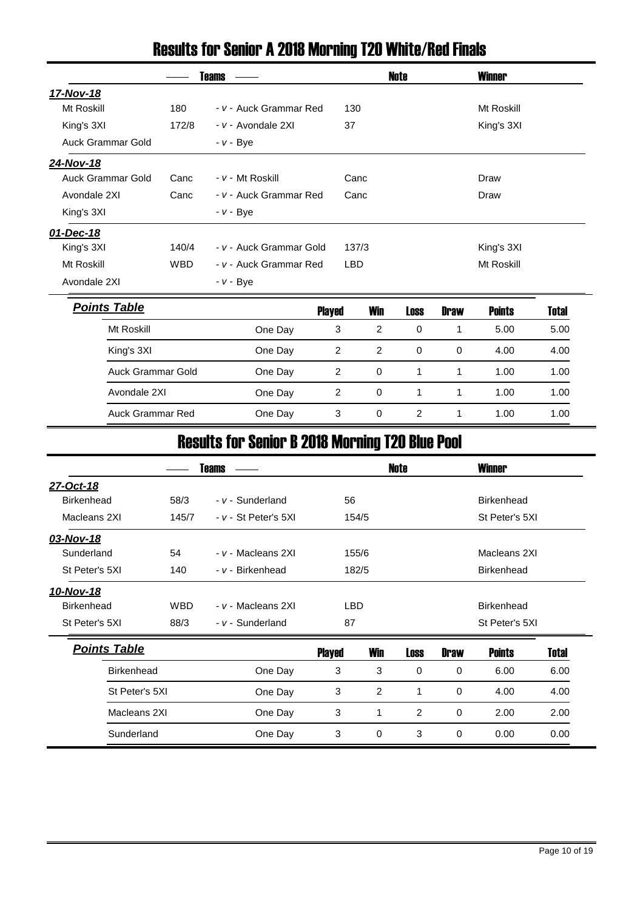# Results for Senior A 2018 Morning T20 White/Red Finals

| Teams | | | | Note | Winner |
|---|---|---|---|---|---|
| ***17-Nov-18*** | | | | | |
| Mt Roskill | 180 | - v - Auck Grammar Red | 130 | | Mt Roskill |
| King's 3XI | 172/8 | - v - Avondale 2XI | 37 | | King's 3XI |
| Auck Grammar Gold | | - v - Bye | | | |
| ***24-Nov-18*** | | | | | |
| Auck Grammar Gold | Canc | - v - Mt Roskill | Canc | | Draw |
| Avondale 2XI | Canc | - v - Auck Grammar Red | Canc | | Draw |
| King's 3XI | | - v - Bye | | | |
| ***01-Dec-18*** | | | | | |
| King's 3XI | 140/4 | - v - Auck Grammar Gold | 137/3 | | King's 3XI |
| Mt Roskill | WBD | - v - Auck Grammar Red | LBD | | Mt Roskill |
| Avondale 2XI | | - v - Bye | | | |

***Points Table***

| | | Played | Win | Loss | Draw | Points | Total |
|---|---|---|---|---|---|---|---|
| Mt Roskill | One Day | 3 | 2 | 0 | 1 | 5.00 | 5.00 |
| King's 3XI | One Day | 2 | 2 | 0 | 0 | 4.00 | 4.00 |
| Auck Grammar Gold | One Day | 2 | 0 | 1 | 1 | 1.00 | 1.00 |
| Avondale 2XI | One Day | 2 | 0 | 1 | 1 | 1.00 | 1.00 |
| Auck Grammar Red | One Day | 3 | 0 | 2 | 1 | 1.00 | 1.00 |

# Results for Senior B 2018 Morning T20 Blue Pool

| Teams | | | | Note | Winner |
|---|---|---|---|---|---|
| ***27-Oct-18*** | | | | | |
| Birkenhead | 58/3 | - v - Sunderland | 56 | | Birkenhead |
| Macleans 2XI | 145/7 | - v - St Peter's 5XI | 154/5 | | St Peter's 5XI |
| ***03-Nov-18*** | | | | | |
| Sunderland | 54 | - v - Macleans 2XI | 155/6 | | Macleans 2XI |
| St Peter's 5XI | 140 | - v - Birkenhead | 182/5 | | Birkenhead |
| ***10-Nov-18*** | | | | | |
| Birkenhead | WBD | - v - Macleans 2XI | LBD | | Birkenhead |
| St Peter's 5XI | 88/3 | - v - Sunderland | 87 | | St Peter's 5XI |

***Points Table***

| | | Played | Win | Loss | Draw | Points | Total |
|---|---|---|---|---|---|---|---|
| Birkenhead | One Day | 3 | 3 | 0 | 0 | 6.00 | 6.00 |
| St Peter's 5XI | One Day | 3 | 2 | 1 | 0 | 4.00 | 4.00 |
| Macleans 2XI | One Day | 3 | 1 | 2 | 0 | 2.00 | 2.00 |
| Sunderland | One Day | 3 | 0 | 3 | 0 | 0.00 | 0.00 |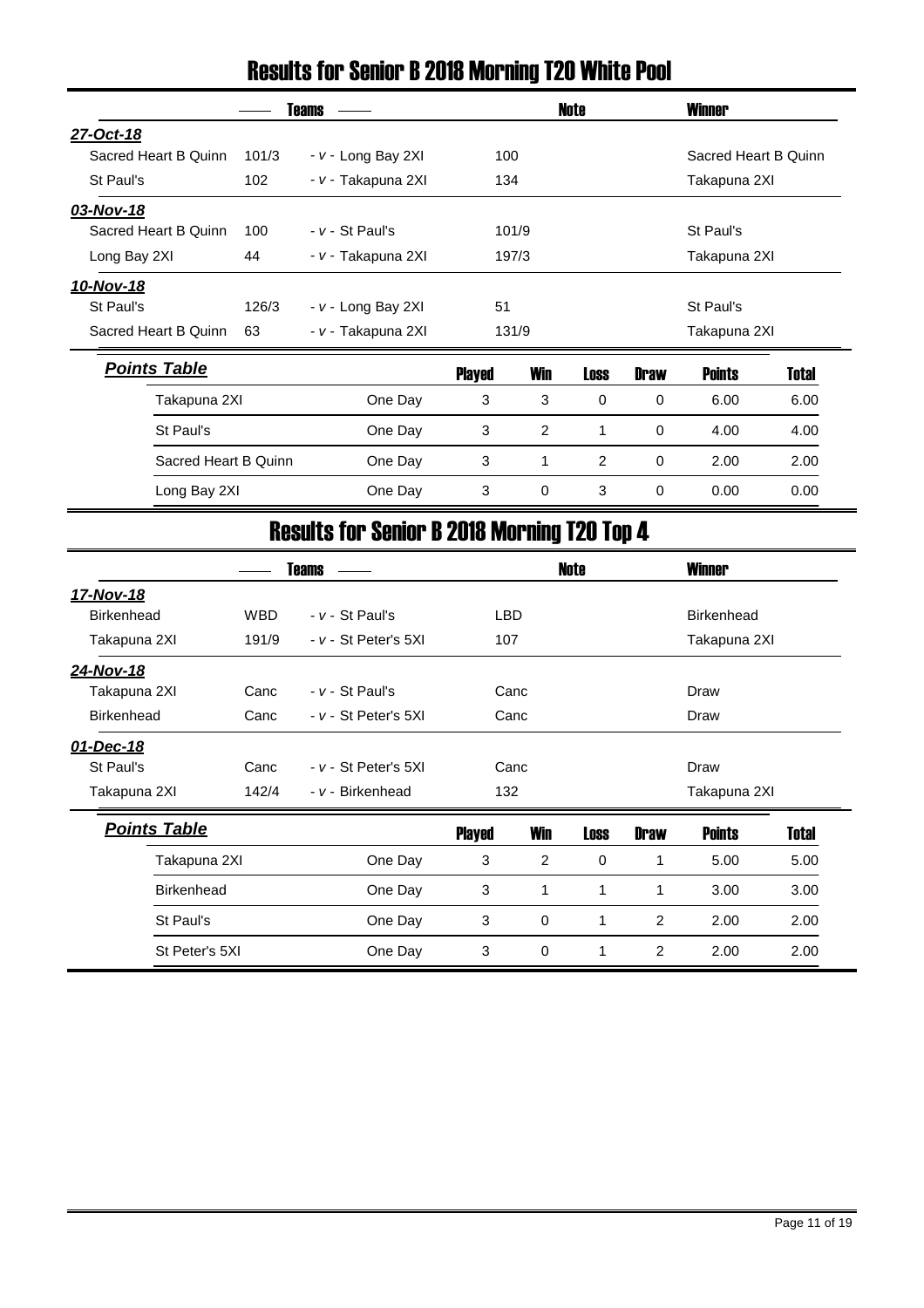# Results for Senior B 2018 Morning T20 White Pool

| | Teams | | | Note | Winner |
|---|---|---|---|---|---|
| **27-Oct-18** | | | | | |
| Sacred Heart B Quinn | 101/3 | - v - Long Bay 2XI | 100 | | Sacred Heart B Quinn |
| St Paul's | 102 | - v - Takapuna 2XI | 134 | | Takapuna 2XI |
| **03-Nov-18** | | | | | |
| Sacred Heart B Quinn | 100 | - v - St Paul's | 101/9 | | St Paul's |
| Long Bay 2XI | 44 | - v - Takapuna 2XI | 197/3 | | Takapuna 2XI |
| **10-Nov-18** | | | | | |
| St Paul's | 126/3 | - v - Long Bay 2XI | 51 | | St Paul's |
| Sacred Heart B Quinn | 63 | - v - Takapuna 2XI | 131/9 | | Takapuna 2XI |

***Points Table***

| Team | | Played | Win | Loss | Draw | Points | Total |
|---|---|---|---|---|---|---|---|
| Takapuna 2XI | One Day | 3 | 3 | 0 | 0 | 6.00 | 6.00 |
| St Paul's | One Day | 3 | 2 | 1 | 0 | 4.00 | 4.00 |
| Sacred Heart B Quinn | One Day | 3 | 1 | 2 | 0 | 2.00 | 2.00 |
| Long Bay 2XI | One Day | 3 | 0 | 3 | 0 | 0.00 | 0.00 |

# Results for Senior B 2018 Morning T20 Top 4

| | Teams | | | Note | Winner |
|---|---|---|---|---|---|
| **17-Nov-18** | | | | | |
| Birkenhead | WBD | - v - St Paul's | LBD | | Birkenhead |
| Takapuna 2XI | 191/9 | - v - St Peter's 5XI | 107 | | Takapuna 2XI |
| **24-Nov-18** | | | | | |
| Takapuna 2XI | Canc | - v - St Paul's | Canc | | Draw |
| Birkenhead | Canc | - v - St Peter's 5XI | Canc | | Draw |
| **01-Dec-18** | | | | | |
| St Paul's | Canc | - v - St Peter's 5XI | Canc | | Draw |
| Takapuna 2XI | 142/4 | - v - Birkenhead | 132 | | Takapuna 2XI |

***Points Table***

| Team | | Played | Win | Loss | Draw | Points | Total |
|---|---|---|---|---|---|---|---|
| Takapuna 2XI | One Day | 3 | 2 | 0 | 1 | 5.00 | 5.00 |
| Birkenhead | One Day | 3 | 1 | 1 | 1 | 3.00 | 3.00 |
| St Paul's | One Day | 3 | 0 | 1 | 2 | 2.00 | 2.00 |
| St Peter's 5XI | One Day | 3 | 0 | 1 | 2 | 2.00 | 2.00 |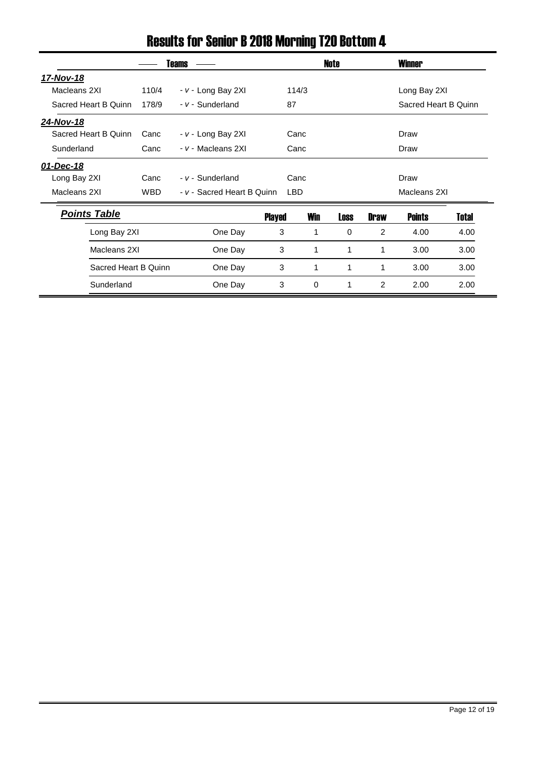# Results for Senior B 2018 Morning T20 Bottom 4

| Teams | | | | Note | Winner |
|---|---|---|---|---|---|
| ***17-Nov-18*** | | | | | |
| Macleans 2XI | 110/4 | - v - Long Bay 2XI | 114/3 | | Long Bay 2XI |
| Sacred Heart B Quinn | 178/9 | - v - Sunderland | 87 | | Sacred Heart B Quinn |
| ***24-Nov-18*** | | | | | |
| Sacred Heart B Quinn | Canc | - v - Long Bay 2XI | Canc | | Draw |
| Sunderland | Canc | - v - Macleans 2XI | Canc | | Draw |
| ***01-Dec-18*** | | | | | |
| Long Bay 2XI | Canc | - v - Sunderland | Canc | | Draw |
| Macleans 2XI | WBD | - v - Sacred Heart B Quinn | LBD | | Macleans 2XI |

## *Points Table*

| Team | | Played | Win | Loss | Draw | Points | Total |
|---|---|---|---|---|---|---|---|
| Long Bay 2XI | One Day | 3 | 1 | 0 | 2 | 4.00 | 4.00 |
| Macleans 2XI | One Day | 3 | 1 | 1 | 1 | 3.00 | 3.00 |
| Sacred Heart B Quinn | One Day | 3 | 1 | 1 | 1 | 3.00 | 3.00 |
| Sunderland | One Day | 3 | 0 | 1 | 2 | 2.00 | 2.00 |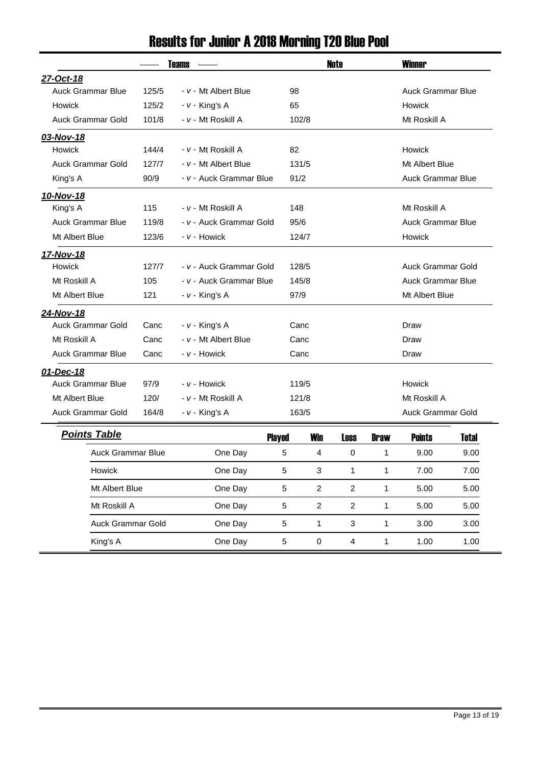# Results for Junior A 2018 Morning T20 Blue Pool

| Teams | | | | Note | Winner |
|---|---|---|---|---|---|
| ***27-Oct-18*** | | | | | |
| Auck Grammar Blue | 125/5 | - v - Mt Albert Blue | 98 | | Auck Grammar Blue |
| Howick | 125/2 | - v - King's A | 65 | | Howick |
| Auck Grammar Gold | 101/8 | - v - Mt Roskill A | 102/8 | | Mt Roskill A |
| ***03-Nov-18*** | | | | | |
| Howick | 144/4 | - v - Mt Roskill A | 82 | | Howick |
| Auck Grammar Gold | 127/7 | - v - Mt Albert Blue | 131/5 | | Mt Albert Blue |
| King's A | 90/9 | - v - Auck Grammar Blue | 91/2 | | Auck Grammar Blue |
| ***10-Nov-18*** | | | | | |
| King's A | 115 | - v - Mt Roskill A | 148 | | Mt Roskill A |
| Auck Grammar Blue | 119/8 | - v - Auck Grammar Gold | 95/6 | | Auck Grammar Blue |
| Mt Albert Blue | 123/6 | - v - Howick | 124/7 | | Howick |
| ***17-Nov-18*** | | | | | |
| Howick | 127/7 | - v - Auck Grammar Gold | 128/5 | | Auck Grammar Gold |
| Mt Roskill A | 105 | - v - Auck Grammar Blue | 145/8 | | Auck Grammar Blue |
| Mt Albert Blue | 121 | - v - King's A | 97/9 | | Mt Albert Blue |
| ***24-Nov-18*** | | | | | |
| Auck Grammar Gold | Canc | - v - King's A | Canc | | Draw |
| Mt Roskill A | Canc | - v - Mt Albert Blue | Canc | | Draw |
| Auck Grammar Blue | Canc | - v - Howick | Canc | | Draw |
| ***01-Dec-18*** | | | | | |
| Auck Grammar Blue | 97/9 | - v - Howick | 119/5 | | Howick |
| Mt Albert Blue | 120/ | - v - Mt Roskill A | 121/8 | | Mt Roskill A |
| Auck Grammar Gold | 164/8 | - v - King's A | 163/5 | | Auck Grammar Gold |

## ***Points Table***

| | | Played | Win | Loss | Draw | Points | Total |
|---|---|---|---|---|---|---|---|
| Auck Grammar Blue | One Day | 5 | 4 | 0 | 1 | 9.00 | 9.00 |
| Howick | One Day | 5 | 3 | 1 | 1 | 7.00 | 7.00 |
| Mt Albert Blue | One Day | 5 | 2 | 2 | 1 | 5.00 | 5.00 |
| Mt Roskill A | One Day | 5 | 2 | 2 | 1 | 5.00 | 5.00 |
| Auck Grammar Gold | One Day | 5 | 1 | 3 | 1 | 3.00 | 3.00 |
| King's A | One Day | 5 | 0 | 4 | 1 | 1.00 | 1.00 |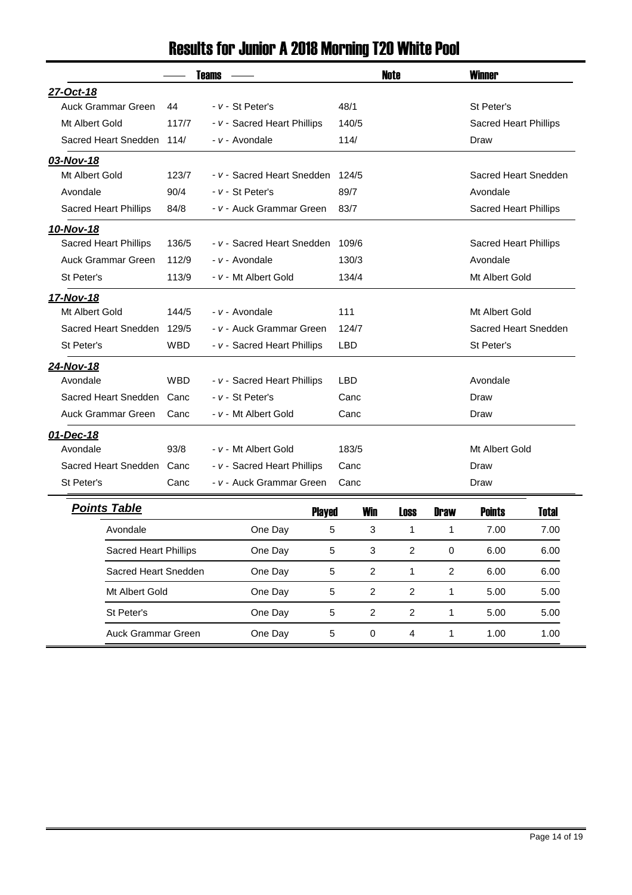# Results for Junior A 2018 Morning T20 White Pool

| Teams | | | | Note | Winner |
|---|---|---|---|---|---|
| ***27-Oct-18*** | | | | | |
| Auck Grammar Green | 44 | - v - St Peter's | 48/1 | | St Peter's |
| Mt Albert Gold | 117/7 | - v - Sacred Heart Phillips | 140/5 | | Sacred Heart Phillips |
| Sacred Heart Snedden | 114/ | - v - Avondale | 114/ | | Draw |
| ***03-Nov-18*** | | | | | |
| Mt Albert Gold | 123/7 | - v - Sacred Heart Snedden | 124/5 | | Sacred Heart Snedden |
| Avondale | 90/4 | - v - St Peter's | 89/7 | | Avondale |
| Sacred Heart Phillips | 84/8 | - v - Auck Grammar Green | 83/7 | | Sacred Heart Phillips |
| ***10-Nov-18*** | | | | | |
| Sacred Heart Phillips | 136/5 | - v - Sacred Heart Snedden | 109/6 | | Sacred Heart Phillips |
| Auck Grammar Green | 112/9 | - v - Avondale | 130/3 | | Avondale |
| St Peter's | 113/9 | - v - Mt Albert Gold | 134/4 | | Mt Albert Gold |
| ***17-Nov-18*** | | | | | |
| Mt Albert Gold | 144/5 | - v - Avondale | 111 | | Mt Albert Gold |
| Sacred Heart Snedden | 129/5 | - v - Auck Grammar Green | 124/7 | | Sacred Heart Snedden |
| St Peter's | WBD | - v - Sacred Heart Phillips | LBD | | St Peter's |
| ***24-Nov-18*** | | | | | |
| Avondale | WBD | - v - Sacred Heart Phillips | LBD | | Avondale |
| Sacred Heart Snedden | Canc | - v - St Peter's | Canc | | Draw |
| Auck Grammar Green | Canc | - v - Mt Albert Gold | Canc | | Draw |
| ***01-Dec-18*** | | | | | |
| Avondale | 93/8 | - v - Mt Albert Gold | 183/5 | | Mt Albert Gold |
| Sacred Heart Snedden | Canc | - v - Sacred Heart Phillips | Canc | | Draw |
| St Peter's | Canc | - v - Auck Grammar Green | Canc | | Draw |

## ***Points Table***

| Team | | Played | Win | Loss | Draw | Points | Total |
|---|---|---|---|---|---|---|---|
| Avondale | One Day | 5 | 3 | 1 | 1 | 7.00 | 7.00 |
| Sacred Heart Phillips | One Day | 5 | 3 | 2 | 0 | 6.00 | 6.00 |
| Sacred Heart Snedden | One Day | 5 | 2 | 1 | 2 | 6.00 | 6.00 |
| Mt Albert Gold | One Day | 5 | 2 | 2 | 1 | 5.00 | 5.00 |
| St Peter's | One Day | 5 | 2 | 2 | 1 | 5.00 | 5.00 |
| Auck Grammar Green | One Day | 5 | 0 | 4 | 1 | 1.00 | 1.00 |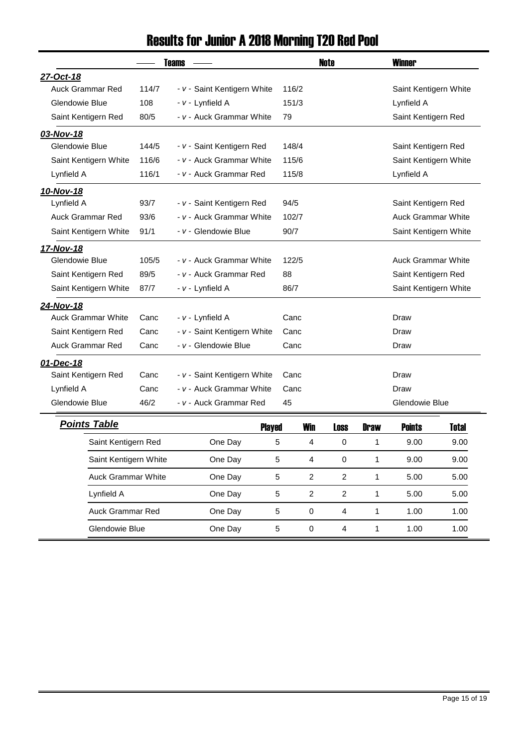# Results for Junior A 2018 Morning T20 Red Pool

| Teams | | | | Note | Winner |
|---|---|---|---|---|---|
| ***27-Oct-18*** | | | | | |
| Auck Grammar Red | 114/7 | - v - Saint Kentigern White | 116/2 | | Saint Kentigern White |
| Glendowie Blue | 108 | - v - Lynfield A | 151/3 | | Lynfield A |
| Saint Kentigern Red | 80/5 | - v - Auck Grammar White | 79 | | Saint Kentigern Red |
| ***03-Nov-18*** | | | | | |
| Glendowie Blue | 144/5 | - v - Saint Kentigern Red | 148/4 | | Saint Kentigern Red |
| Saint Kentigern White | 116/6 | - v - Auck Grammar White | 115/6 | | Saint Kentigern White |
| Lynfield A | 116/1 | - v - Auck Grammar Red | 115/8 | | Lynfield A |
| ***10-Nov-18*** | | | | | |
| Lynfield A | 93/7 | - v - Saint Kentigern Red | 94/5 | | Saint Kentigern Red |
| Auck Grammar Red | 93/6 | - v - Auck Grammar White | 102/7 | | Auck Grammar White |
| Saint Kentigern White | 91/1 | - v - Glendowie Blue | 90/7 | | Saint Kentigern White |
| ***17-Nov-18*** | | | | | |
| Glendowie Blue | 105/5 | - v - Auck Grammar White | 122/5 | | Auck Grammar White |
| Saint Kentigern Red | 89/5 | - v - Auck Grammar Red | 88 | | Saint Kentigern Red |
| Saint Kentigern White | 87/7 | - v - Lynfield A | 86/7 | | Saint Kentigern White |
| ***24-Nov-18*** | | | | | |
| Auck Grammar White | Canc | - v - Lynfield A | Canc | | Draw |
| Saint Kentigern Red | Canc | - v - Saint Kentigern White | Canc | | Draw |
| Auck Grammar Red | Canc | - v - Glendowie Blue | Canc | | Draw |
| ***01-Dec-18*** | | | | | |
| Saint Kentigern Red | Canc | - v - Saint Kentigern White | Canc | | Draw |
| Lynfield A | Canc | - v - Auck Grammar White | Canc | | Draw |
| Glendowie Blue | 46/2 | - v - Auck Grammar Red | 45 | | Glendowie Blue |

## ***Points Table***

| Team | | Played | Win | Loss | Draw | Points | Total |
|---|---|---|---|---|---|---|---|
| Saint Kentigern Red | One Day | 5 | 4 | 0 | 1 | 9.00 | 9.00 |
| Saint Kentigern White | One Day | 5 | 4 | 0 | 1 | 9.00 | 9.00 |
| Auck Grammar White | One Day | 5 | 2 | 2 | 1 | 5.00 | 5.00 |
| Lynfield A | One Day | 5 | 2 | 2 | 1 | 5.00 | 5.00 |
| Auck Grammar Red | One Day | 5 | 0 | 4 | 1 | 1.00 | 1.00 |
| Glendowie Blue | One Day | 5 | 0 | 4 | 1 | 1.00 | 1.00 |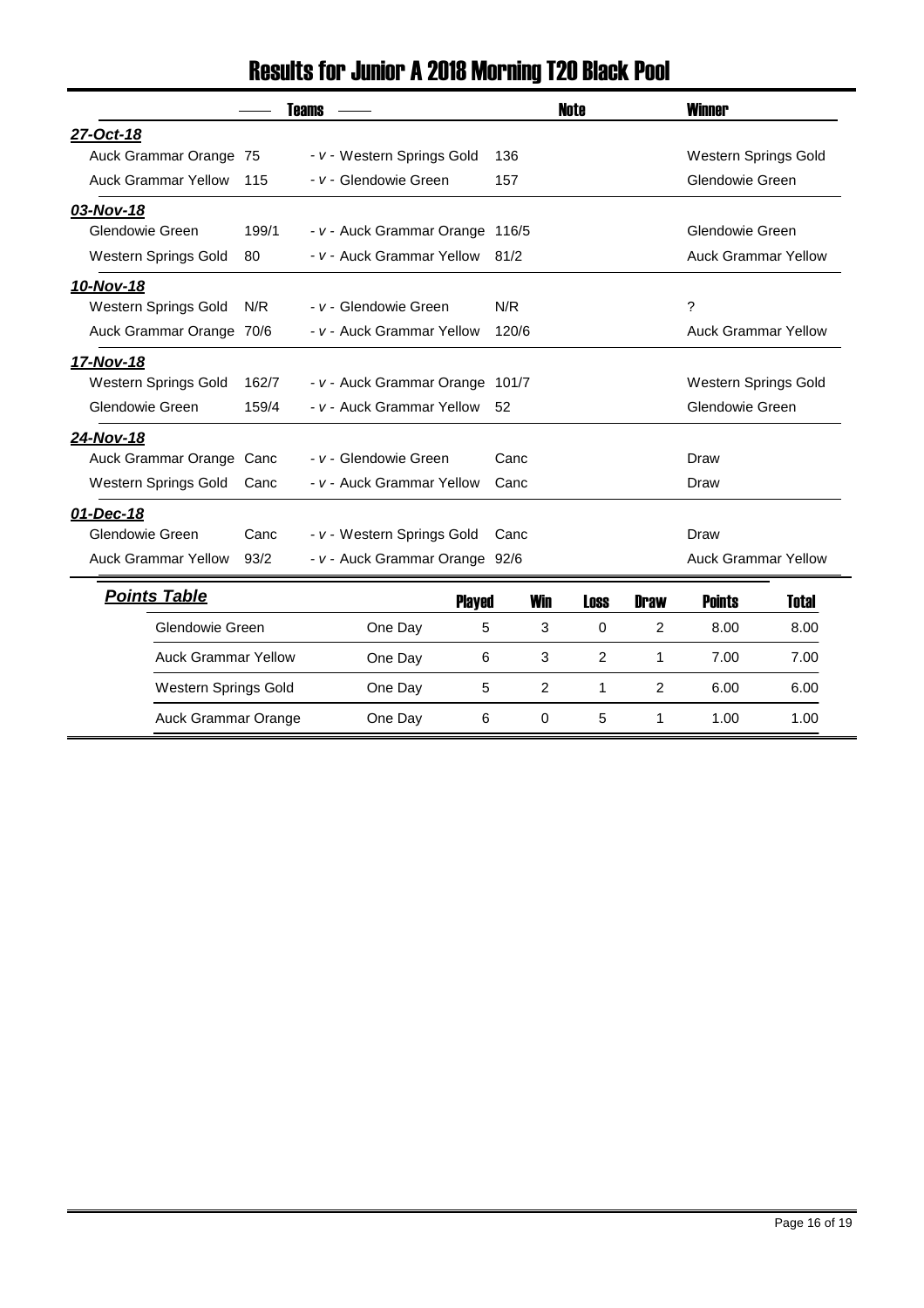# Results for Junior A 2018 Morning T20 Black Pool

| Teams | | | | | Note | Winner |
|---|---|---|---|---|---|---|
| ***27-Oct-18*** | | | | | | |
| Auck Grammar Orange | 75 | - v - | Western Springs Gold | 136 | | Western Springs Gold |
| Auck Grammar Yellow | 115 | - v - | Glendowie Green | 157 | | Glendowie Green |
| ***03-Nov-18*** | | | | | | |
| Glendowie Green | 199/1 | - v - | Auck Grammar Orange | 116/5 | | Glendowie Green |
| Western Springs Gold | 80 | - v - | Auck Grammar Yellow | 81/2 | | Auck Grammar Yellow |
| ***10-Nov-18*** | | | | | | |
| Western Springs Gold | N/R | - v - | Glendowie Green | N/R | | ? |
| Auck Grammar Orange | 70/6 | - v - | Auck Grammar Yellow | 120/6 | | Auck Grammar Yellow |
| ***17-Nov-18*** | | | | | | |
| Western Springs Gold | 162/7 | - v - | Auck Grammar Orange | 101/7 | | Western Springs Gold |
| Glendowie Green | 159/4 | - v - | Auck Grammar Yellow | 52 | | Glendowie Green |
| ***24-Nov-18*** | | | | | | |
| Auck Grammar Orange | Canc | - v - | Glendowie Green | Canc | | Draw |
| Western Springs Gold | Canc | - v - | Auck Grammar Yellow | Canc | | Draw |
| ***01-Dec-18*** | | | | | | |
| Glendowie Green | Canc | - v - | Western Springs Gold | Canc | | Draw |
| Auck Grammar Yellow | 93/2 | - v - | Auck Grammar Orange | 92/6 | | Auck Grammar Yellow |

## Points Table

| Team | | Played | Win | Loss | Draw | Points | Total |
|---|---|---|---|---|---|---|---|
| Glendowie Green | One Day | 5 | 3 | 0 | 2 | 8.00 | 8.00 |
| Auck Grammar Yellow | One Day | 6 | 3 | 2 | 1 | 7.00 | 7.00 |
| Western Springs Gold | One Day | 5 | 2 | 1 | 2 | 6.00 | 6.00 |
| Auck Grammar Orange | One Day | 6 | 0 | 5 | 1 | 1.00 | 1.00 |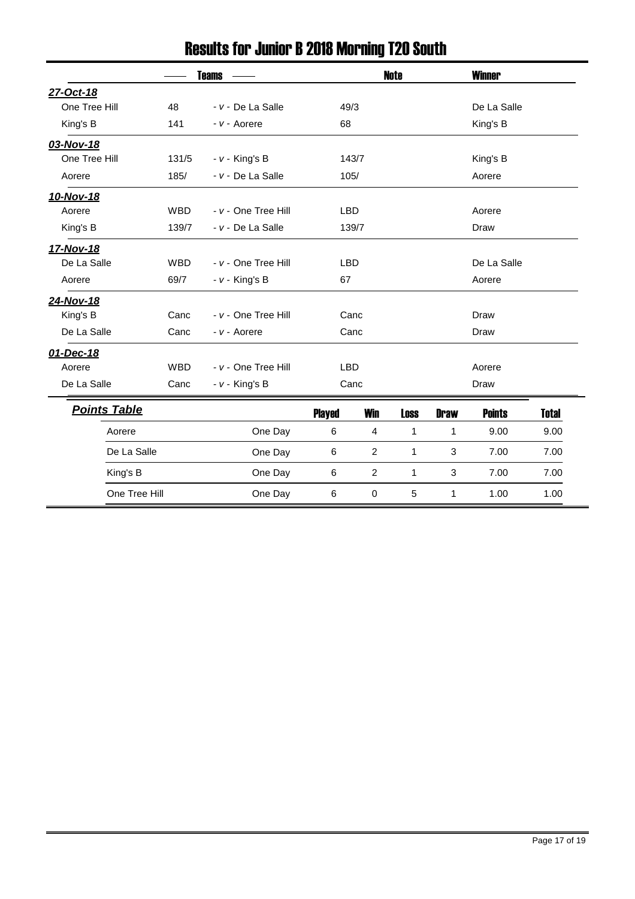# Results for Junior B 2018 Morning T20 South

| Teams | | | | Note | Winner |
|---|---|---|---|---|---|
| ***27-Oct-18*** | | | | | |
| One Tree Hill | 48 | - *v* - De La Salle | 49/3 | | De La Salle |
| King's B | 141 | - *v* - Aorere | 68 | | King's B |
| ***03-Nov-18*** | | | | | |
| One Tree Hill | 131/5 | - *v* - King's B | 143/7 | | King's B |
| Aorere | 185/ | - *v* - De La Salle | 105/ | | Aorere |
| ***10-Nov-18*** | | | | | |
| Aorere | WBD | - *v* - One Tree Hill | LBD | | Aorere |
| King's B | 139/7 | - *v* - De La Salle | 139/7 | | Draw |
| ***17-Nov-18*** | | | | | |
| De La Salle | WBD | - *v* - One Tree Hill | LBD | | De La Salle |
| Aorere | 69/7 | - *v* - King's B | 67 | | Aorere |
| ***24-Nov-18*** | | | | | |
| King's B | Canc | - *v* - One Tree Hill | Canc | | Draw |
| De La Salle | Canc | - *v* - Aorere | Canc | | Draw |
| ***01-Dec-18*** | | | | | |
| Aorere | WBD | - *v* - One Tree Hill | LBD | | Aorere |
| De La Salle | Canc | - *v* - King's B | Canc | | Draw |

## *Points Table*

| Team | | Played | Win | Loss | Draw | Points | Total |
|---|---|---|---|---|---|---|---|
| Aorere | One Day | 6 | 4 | 1 | 1 | 9.00 | 9.00 |
| De La Salle | One Day | 6 | 2 | 1 | 3 | 7.00 | 7.00 |
| King's B | One Day | 6 | 2 | 1 | 3 | 7.00 | 7.00 |
| One Tree Hill | One Day | 6 | 0 | 5 | 1 | 1.00 | 1.00 |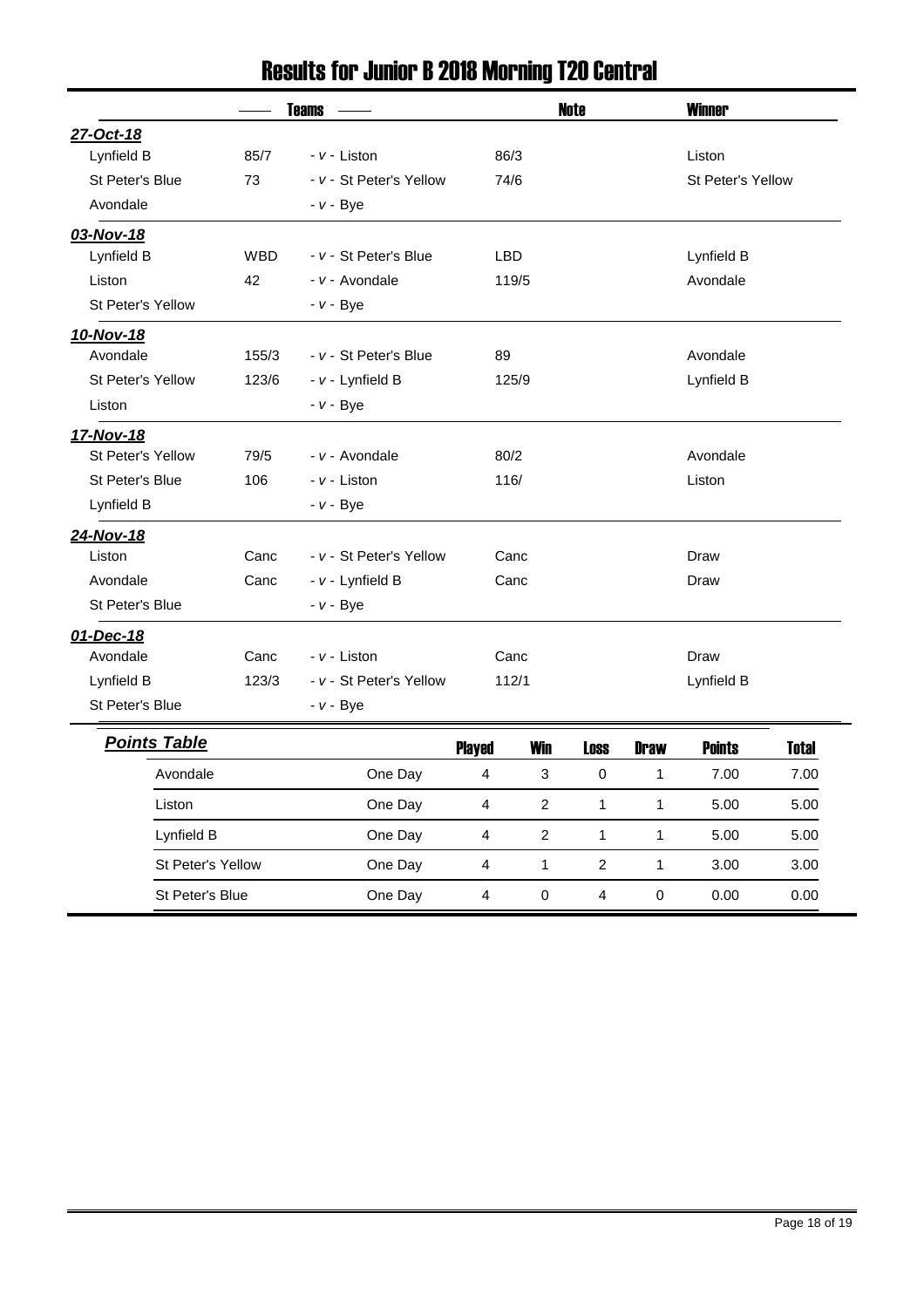# Results for Junior B 2018 Morning T20 Central

| Date | Team | Score | | Team | Score | Note | Winner |
|---|---|---|---|---|---|---|---|
| ***27-Oct-18*** | | | | | | | |
| | Lynfield B | 85/7 | - v - | Liston | 86/3 | | Liston |
| | St Peter's Blue | 73 | - v - | St Peter's Yellow | 74/6 | | St Peter's Yellow |
| | Avondale | | - v - | Bye | | | |
| ***03-Nov-18*** | | | | | | | |
| | Lynfield B | WBD | - v - | St Peter's Blue | LBD | | Lynfield B |
| | Liston | 42 | - v - | Avondale | 119/5 | | Avondale |
| | St Peter's Yellow | | - v - | Bye | | | |
| ***10-Nov-18*** | | | | | | | |
| | Avondale | 155/3 | - v - | St Peter's Blue | 89 | | Avondale |
| | St Peter's Yellow | 123/6 | - v - | Lynfield B | 125/9 | | Lynfield B |
| | Liston | | - v - | Bye | | | |
| ***17-Nov-18*** | | | | | | | |
| | St Peter's Yellow | 79/5 | - v - | Avondale | 80/2 | | Avondale |
| | St Peter's Blue | 106 | - v - | Liston | 116/ | | Liston |
| | Lynfield B | | - v - | Bye | | | |
| ***24-Nov-18*** | | | | | | | |
| | Liston | Canc | - v - | St Peter's Yellow | Canc | | Draw |
| | Avondale | Canc | - v - | Lynfield B | Canc | | Draw |
| | St Peter's Blue | | - v - | Bye | | | |
| ***01-Dec-18*** | | | | | | | |
| | Avondale | Canc | - v - | Liston | Canc | | Draw |
| | Lynfield B | 123/3 | - v - | St Peter's Yellow | 112/1 | | Lynfield B |
| | St Peter's Blue | | - v - | Bye | | | |

## ***Points Table***

| Team | | Played | Win | Loss | Draw | Points | Total |
|---|---|---|---|---|---|---|---|
| Avondale | One Day | 4 | 3 | 0 | 1 | 7.00 | 7.00 |
| Liston | One Day | 4 | 2 | 1 | 1 | 5.00 | 5.00 |
| Lynfield B | One Day | 4 | 2 | 1 | 1 | 5.00 | 5.00 |
| St Peter's Yellow | One Day | 4 | 1 | 2 | 1 | 3.00 | 3.00 |
| St Peter's Blue | One Day | 4 | 0 | 4 | 0 | 0.00 | 0.00 |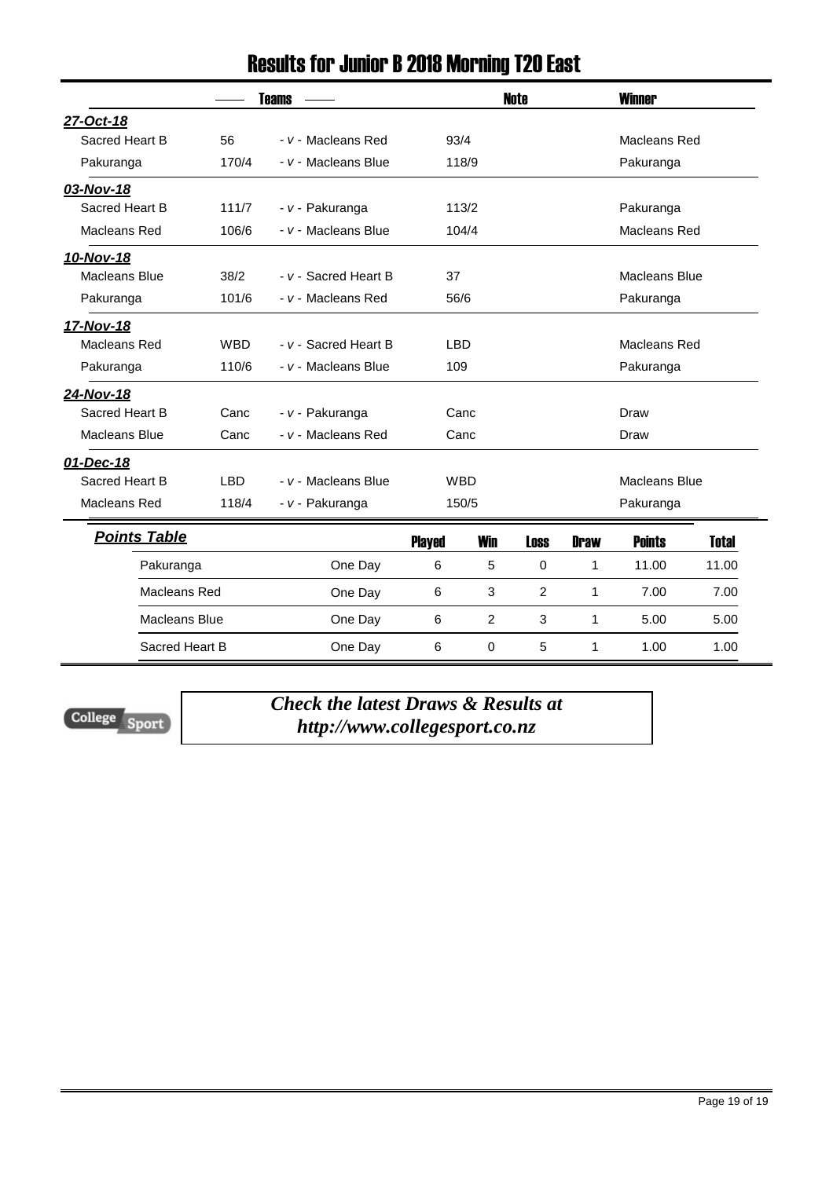# Results for Junior B 2018 Morning T20 East

| Teams | | | | Note | Winner |
|---|---|---|---|---|---|
| ***27-Oct-18*** | | | | | |
| Sacred Heart B | 56 | - v - Macleans Red | 93/4 | | Macleans Red |
| Pakuranga | 170/4 | - v - Macleans Blue | 118/9 | | Pakuranga |
| ***03-Nov-18*** | | | | | |
| Sacred Heart B | 111/7 | - v - Pakuranga | 113/2 | | Pakuranga |
| Macleans Red | 106/6 | - v - Macleans Blue | 104/4 | | Macleans Red |
| ***10-Nov-18*** | | | | | |
| Macleans Blue | 38/2 | - v - Sacred Heart B | 37 | | Macleans Blue |
| Pakuranga | 101/6 | - v - Macleans Red | 56/6 | | Pakuranga |
| ***17-Nov-18*** | | | | | |
| Macleans Red | WBD | - v - Sacred Heart B | LBD | | Macleans Red |
| Pakuranga | 110/6 | - v - Macleans Blue | 109 | | Pakuranga |
| ***24-Nov-18*** | | | | | |
| Sacred Heart B | Canc | - v - Pakuranga | Canc | | Draw |
| Macleans Blue | Canc | - v - Macleans Red | Canc | | Draw |
| ***01-Dec-18*** | | | | | |
| Sacred Heart B | LBD | - v - Macleans Blue | WBD | | Macleans Blue |
| Macleans Red | 118/4 | - v - Pakuranga | 150/5 | | Pakuranga |

## ***Points Table***

| | | Played | Win | Loss | Draw | Points | Total |
|---|---|---|---|---|---|---|---|
| Pakuranga | One Day | 6 | 5 | 0 | 1 | 11.00 | 11.00 |
| Macleans Red | One Day | 6 | 3 | 2 | 1 | 7.00 | 7.00 |
| Macleans Blue | One Day | 6 | 2 | 3 | 1 | 5.00 | 5.00 |
| Sacred Heart B | One Day | 6 | 0 | 5 | 1 | 1.00 | 1.00 |

College Sport

***Check the latest Draws & Results at***
***http://www.collegesport.co.nz***